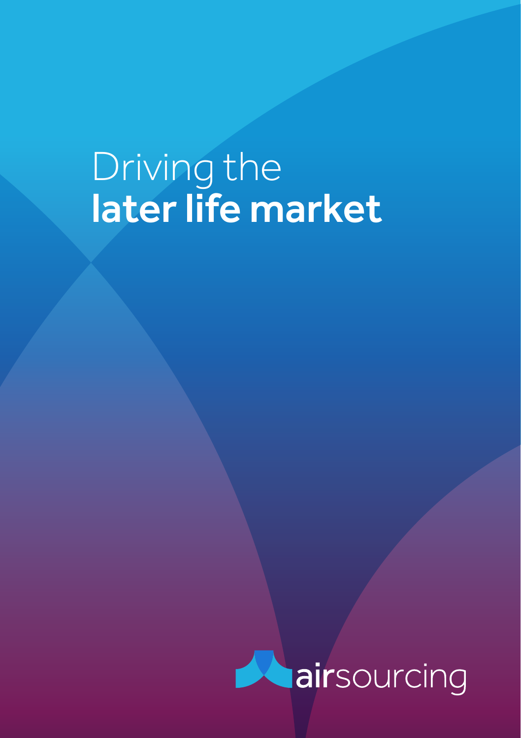# Driving the **later life market**

airsourcing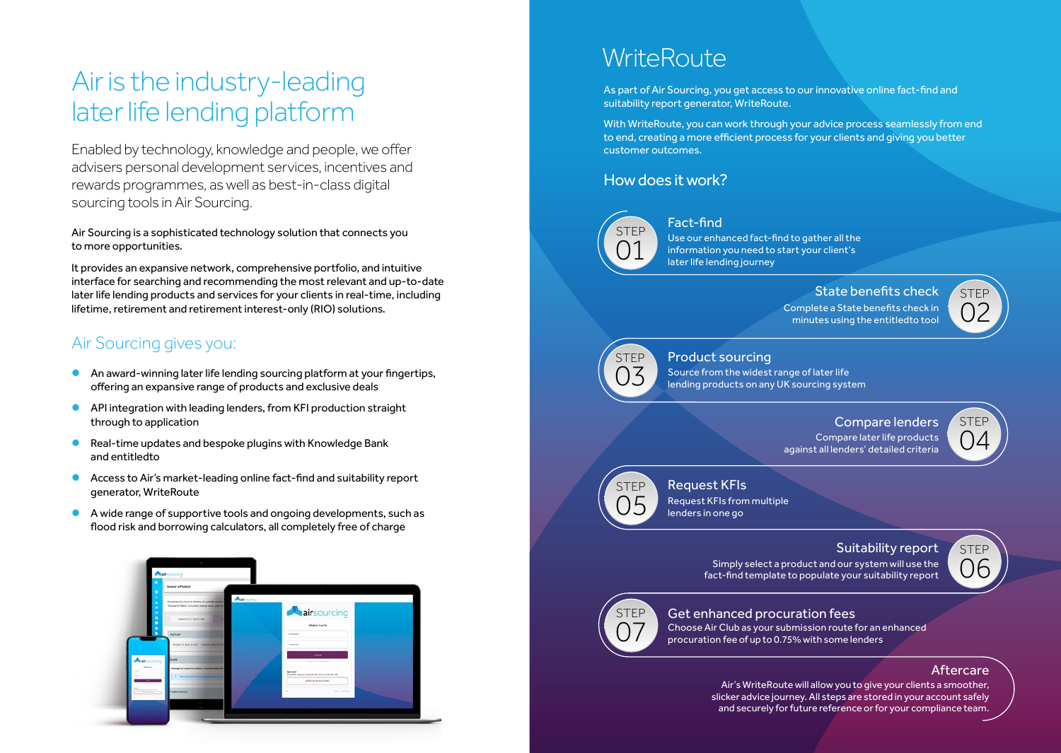# Air is the industry-leading later life lending platform

Enabled by technology, knowledge and people, we offer advisers personal development services, incentives and rewards programmes, as well as best-in-class digital sourcing tools in Air Sourcing.

Air Sourcing is a sophisticated technology solution that connects you to more opportunities.

It provides an expansive network, comprehensive portfolio, and intuitive interface for searching and recommending the most relevant and up-to-date later life lending products and services for your clients in real-time, including lifetime, retirement and retirement interest-only (RIO) solutions.

## Air Sourcing gives you:

- An award-winning later life lending sourcing platform at your fingertips, offering an expansive range of products and exclusive deals
- API integration with leading lenders, from KFI production straight through to application
- Real-time updates and bespoke plugins with Knowledge Bank and entitledto
- Access to Air's market-leading online fact-find and suitability report generator, WriteRoute
- A wide range of supportive tools and ongoing developments, such as flood risk and borrowing calculators, all completely free of charge

# WriteRoute

As part of Air Sourcing, you get access to our innovative online fact-find and suitability report generator, WriteRoute.

With WriteRoute, you can work through your advice process seamlessly from end to end, creating a more efficient process for your clients and giving you better customer outcomes.

## How does it work?

### STEP 01 – Fact-find

Use our enhanced fact-find to gather all the information you need to start your client's later life lending journey

### STEP 02 – State benefits check

Complete a State benefits check in minutes using the entitledto tool

### STEP 03 – Product sourcing

Source from the widest range of later life lending products on any UK sourcing system

### STEP 04 – Compare lenders

Compare later life products against all lenders' detailed criteria

### STEP 05 – Request KFIs

Request KFIs from multiple lenders in one go

### STEP 06 – Suitability report

Simply select a product and our system will use the fact-find template to populate your suitability report

### STEP 07 – Get enhanced procuration fees

Choose Air Club as your submission route for an enhanced procuration fee of up to 0.75% with some lenders

### Aftercare

Air's WriteRoute will allow you to give your clients a smoother, slicker advice journey. All steps are stored in your account safely and securely for future reference or for your compliance team.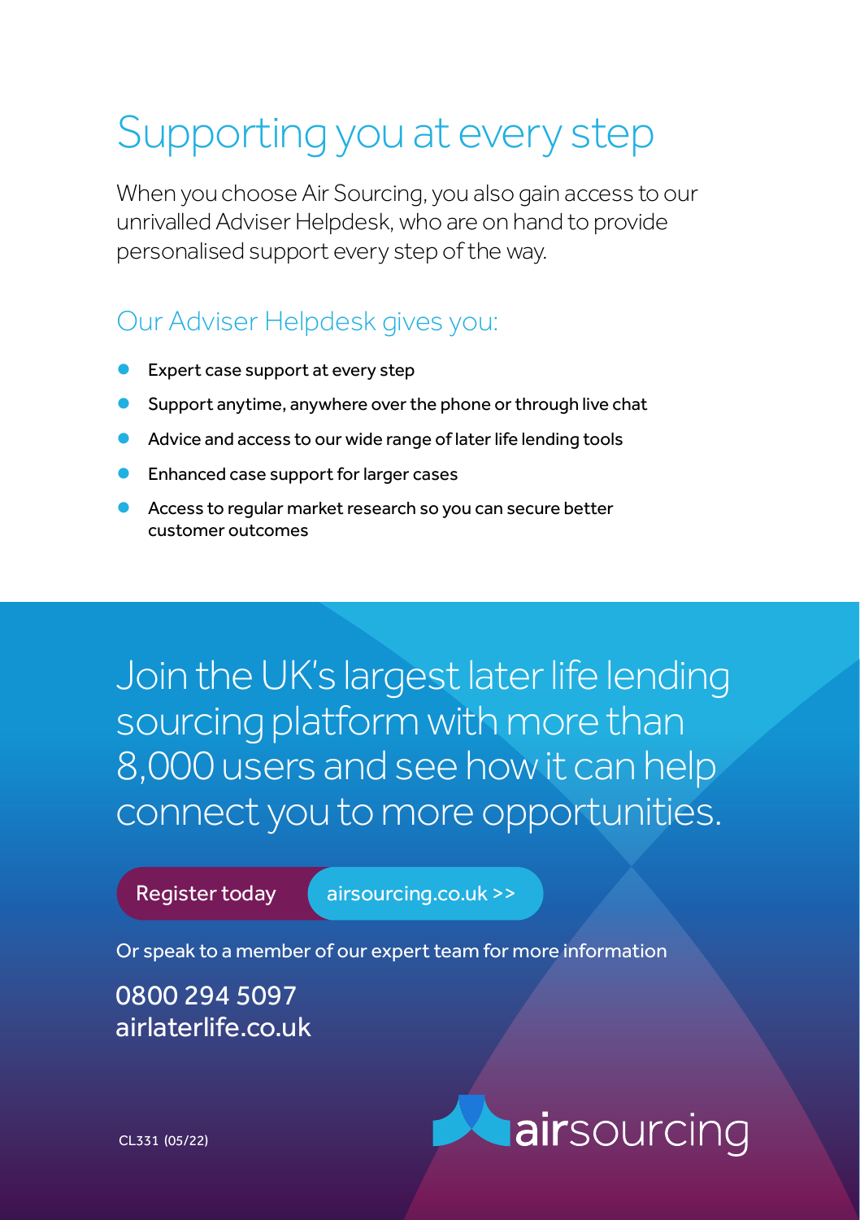# Supporting you at every step

When you choose Air Sourcing, you also gain access to our unrivalled Adviser Helpdesk, who are on hand to provide personalised support every step of the way.

## Our Adviser Helpdesk gives you:

- Expert case support at every step
- Support anytime, anywhere over the phone or through live chat
- Advice and access to our wide range of later life lending tools
- Enhanced case support for larger cases
- Access to regular market research so you can secure better customer outcomes

## Join the UK's largest later life lending sourcing platform with more than 8,000 users and see how it can help connect you to more opportunities.

Register today airsourcing.co.uk >>

Or speak to a member of our expert team for more information

0800 294 5097
airlaterlife.co.uk

airsourcing

CL331 (05/22)